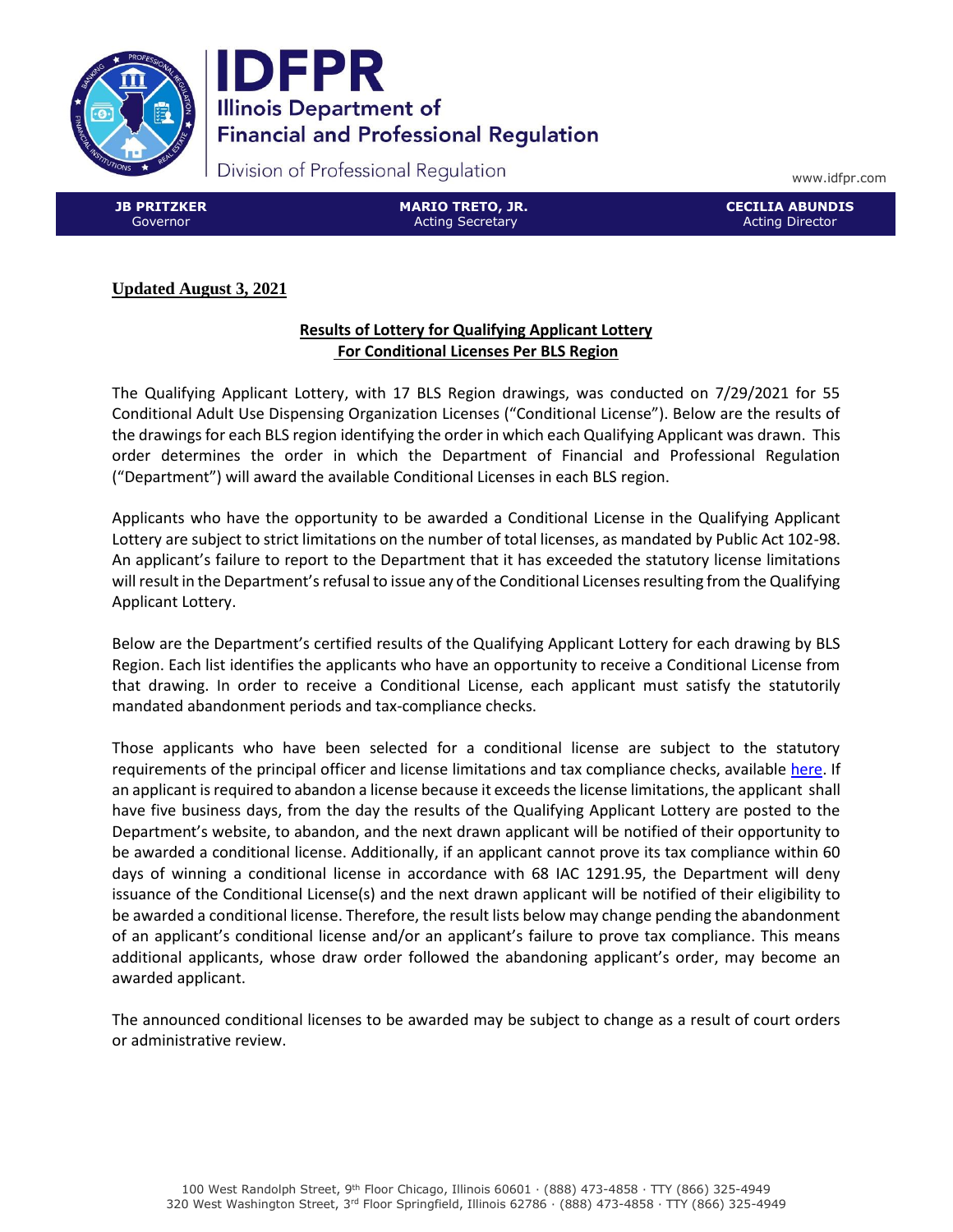**IDFPR**
Illinois Department of Financial and Professional Regulation

Division of Professional Regulation

www.idfpr.com

| JB PRITZKER | MARIO TRETO, JR. | CECILIA ABUNDIS |
| --- | --- | --- |
| Governor | Acting Secretary | Acting Director |

**Updated August 3, 2021**

## Results of Lottery for Qualifying Applicant Lottery For Conditional Licenses Per BLS Region

The Qualifying Applicant Lottery, with 17 BLS Region drawings, was conducted on 7/29/2021 for 55 Conditional Adult Use Dispensing Organization Licenses ("Conditional License"). Below are the results of the drawings for each BLS region identifying the order in which each Qualifying Applicant was drawn. This order determines the order in which the Department of Financial and Professional Regulation ("Department") will award the available Conditional Licenses in each BLS region.

Applicants who have the opportunity to be awarded a Conditional License in the Qualifying Applicant Lottery are subject to strict limitations on the number of total licenses, as mandated by Public Act 102-98. An applicant's failure to report to the Department that it has exceeded the statutory license limitations will result in the Department's refusal to issue any of the Conditional Licenses resulting from the Qualifying Applicant Lottery.

Below are the Department's certified results of the Qualifying Applicant Lottery for each drawing by BLS Region. Each list identifies the applicants who have an opportunity to receive a Conditional License from that drawing. In order to receive a Conditional License, each applicant must satisfy the statutorily mandated abandonment periods and tax-compliance checks.

Those applicants who have been selected for a conditional license are subject to the statutory requirements of the principal officer and license limitations and tax compliance checks, available here. If an applicant is required to abandon a license because it exceeds the license limitations, the applicant shall have five business days, from the day the results of the Qualifying Applicant Lottery are posted to the Department's website, to abandon, and the next drawn applicant will be notified of their opportunity to be awarded a conditional license. Additionally, if an applicant cannot prove its tax compliance within 60 days of winning a conditional license in accordance with 68 IAC 1291.95, the Department will deny issuance of the Conditional License(s) and the next drawn applicant will be notified of their eligibility to be awarded a conditional license. Therefore, the result lists below may change pending the abandonment of an applicant's conditional license and/or an applicant's failure to prove tax compliance. This means additional applicants, whose draw order followed the abandoning applicant's order, may become an awarded applicant.

The announced conditional licenses to be awarded may be subject to change as a result of court orders or administrative review.

100 West Randolph Street, 9th Floor Chicago, Illinois 60601 · (888) 473-4858 · TTY (866) 325-4949
320 West Washington Street, 3rd Floor Springfield, Illinois 62786 · (888) 473-4858 · TTY (866) 325-4949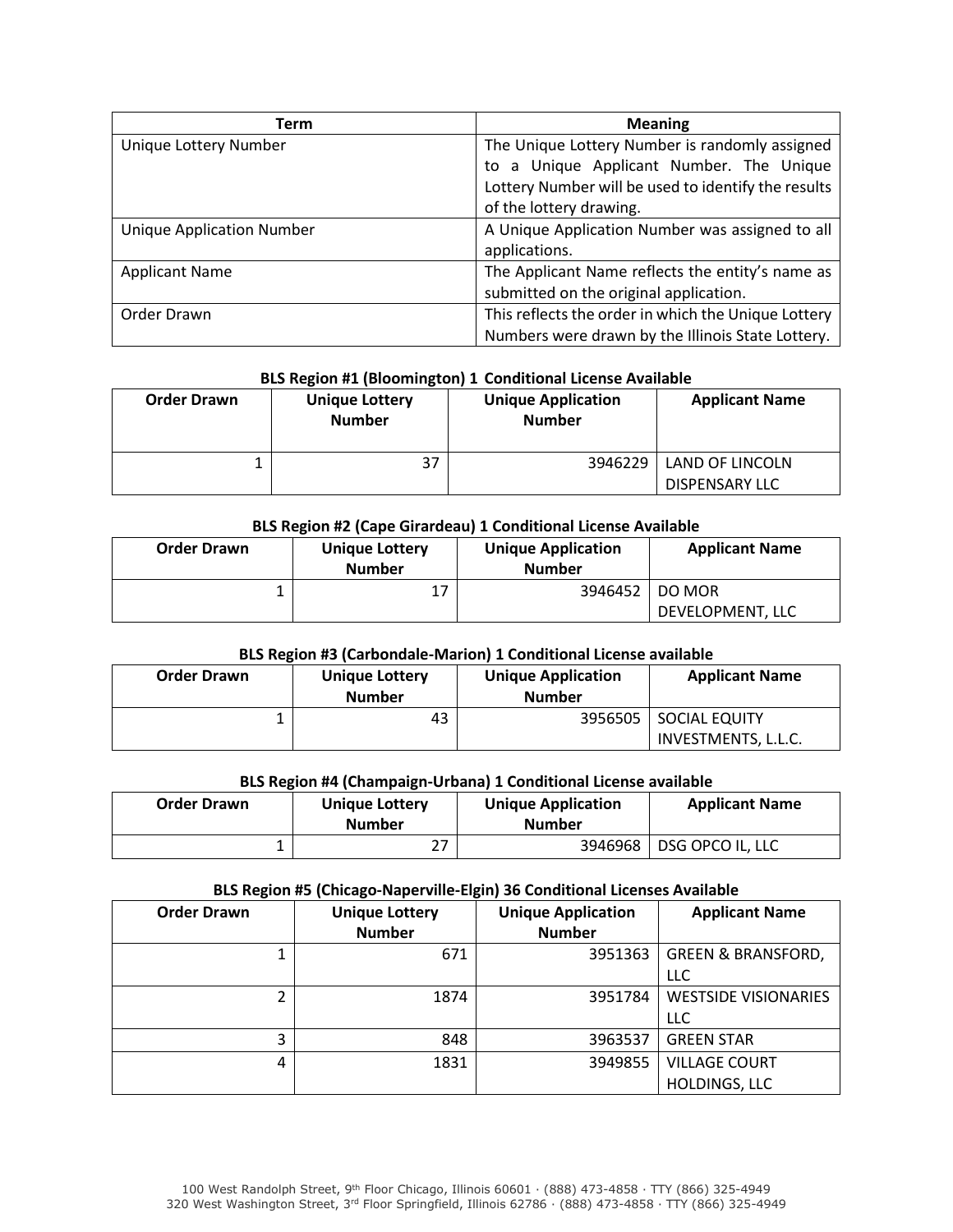| Term | Meaning |
| --- | --- |
| Unique Lottery Number | The Unique Lottery Number is randomly assigned to a Unique Applicant Number. The Unique Lottery Number will be used to identify the results of the lottery drawing. |
| Unique Application Number | A Unique Application Number was assigned to all applications. |
| Applicant Name | The Applicant Name reflects the entity's name as submitted on the original application. |
| Order Drawn | This reflects the order in which the Unique Lottery Numbers were drawn by the Illinois State Lottery. |

**BLS Region #1 (Bloomington) 1 Conditional License Available**

| Order Drawn | Unique Lottery Number | Unique Application Number | Applicant Name |
| --- | --- | --- | --- |
| 1 | 37 | 3946229 | LAND OF LINCOLN DISPENSARY LLC |

**BLS Region #2 (Cape Girardeau) 1 Conditional License Available**

| Order Drawn | Unique Lottery Number | Unique Application Number | Applicant Name |
| --- | --- | --- | --- |
| 1 | 17 | 3946452 | DO MOR DEVELOPMENT, LLC |

**BLS Region #3 (Carbondale-Marion) 1 Conditional License available**

| Order Drawn | Unique Lottery Number | Unique Application Number | Applicant Name |
| --- | --- | --- | --- |
| 1 | 43 | 3956505 | SOCIAL EQUITY INVESTMENTS, L.L.C. |

**BLS Region #4 (Champaign-Urbana) 1 Conditional License available**

| Order Drawn | Unique Lottery Number | Unique Application Number | Applicant Name |
| --- | --- | --- | --- |
| 1 | 27 | 3946968 | DSG OPCO IL, LLC |

**BLS Region #5 (Chicago-Naperville-Elgin) 36 Conditional Licenses Available**

| Order Drawn | Unique Lottery Number | Unique Application Number | Applicant Name |
| --- | --- | --- | --- |
| 1 | 671 | 3951363 | GREEN & BRANSFORD, LLC |
| 2 | 1874 | 3951784 | WESTSIDE VISIONARIES LLC |
| 3 | 848 | 3963537 | GREEN STAR |
| 4 | 1831 | 3949855 | VILLAGE COURT HOLDINGS, LLC |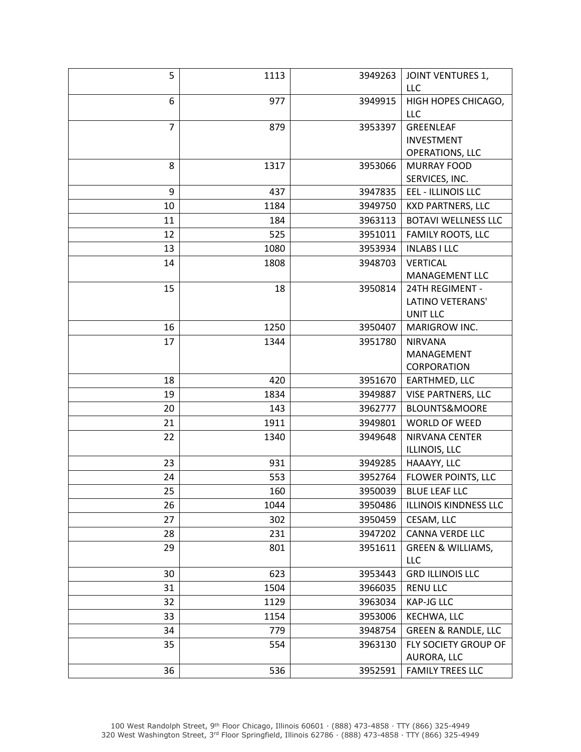| | | | |
|---|---|---|---|
| 5 | 1113 | 3949263 | JOINT VENTURES 1, LLC |
| 6 | 977 | 3949915 | HIGH HOPES CHICAGO, LLC |
| 7 | 879 | 3953397 | GREENLEAF INVESTMENT OPERATIONS, LLC |
| 8 | 1317 | 3953066 | MURRAY FOOD SERVICES, INC. |
| 9 | 437 | 3947835 | EEL - ILLINOIS LLC |
| 10 | 1184 | 3949750 | KXD PARTNERS, LLC |
| 11 | 184 | 3963113 | BOTAVI WELLNESS LLC |
| 12 | 525 | 3951011 | FAMILY ROOTS, LLC |
| 13 | 1080 | 3953934 | INLABS I LLC |
| 14 | 1808 | 3948703 | VERTICAL MANAGEMENT LLC |
| 15 | 18 | 3950814 | 24TH REGIMENT - LATINO VETERANS' UNIT LLC |
| 16 | 1250 | 3950407 | MARIGROW INC. |
| 17 | 1344 | 3951780 | NIRVANA MANAGEMENT CORPORATION |
| 18 | 420 | 3951670 | EARTHMED, LLC |
| 19 | 1834 | 3949887 | VISE PARTNERS, LLC |
| 20 | 143 | 3962777 | BLOUNTS&MOORE |
| 21 | 1911 | 3949801 | WORLD OF WEED |
| 22 | 1340 | 3949648 | NIRVANA CENTER ILLINOIS, LLC |
| 23 | 931 | 3949285 | HAAAYY, LLC |
| 24 | 553 | 3952764 | FLOWER POINTS, LLC |
| 25 | 160 | 3950039 | BLUE LEAF LLC |
| 26 | 1044 | 3950486 | ILLINOIS KINDNESS LLC |
| 27 | 302 | 3950459 | CESAM, LLC |
| 28 | 231 | 3947202 | CANNA VERDE LLC |
| 29 | 801 | 3951611 | GREEN & WILLIAMS, LLC |
| 30 | 623 | 3953443 | GRD ILLINOIS LLC |
| 31 | 1504 | 3966035 | RENU LLC |
| 32 | 1129 | 3963034 | KAP-JG LLC |
| 33 | 1154 | 3953006 | KECHWA, LLC |
| 34 | 779 | 3948754 | GREEN & RANDLE, LLC |
| 35 | 554 | 3963130 | FLY SOCIETY GROUP OF AURORA, LLC |
| 36 | 536 | 3952591 | FAMILY TREES LLC |

100 West Randolph Street, 9th Floor Chicago, Illinois 60601 · (888) 473-4858 · TTY (866) 325-4949
320 West Washington Street, 3rd Floor Springfield, Illinois 62786 · (888) 473-4858 · TTY (866) 325-4949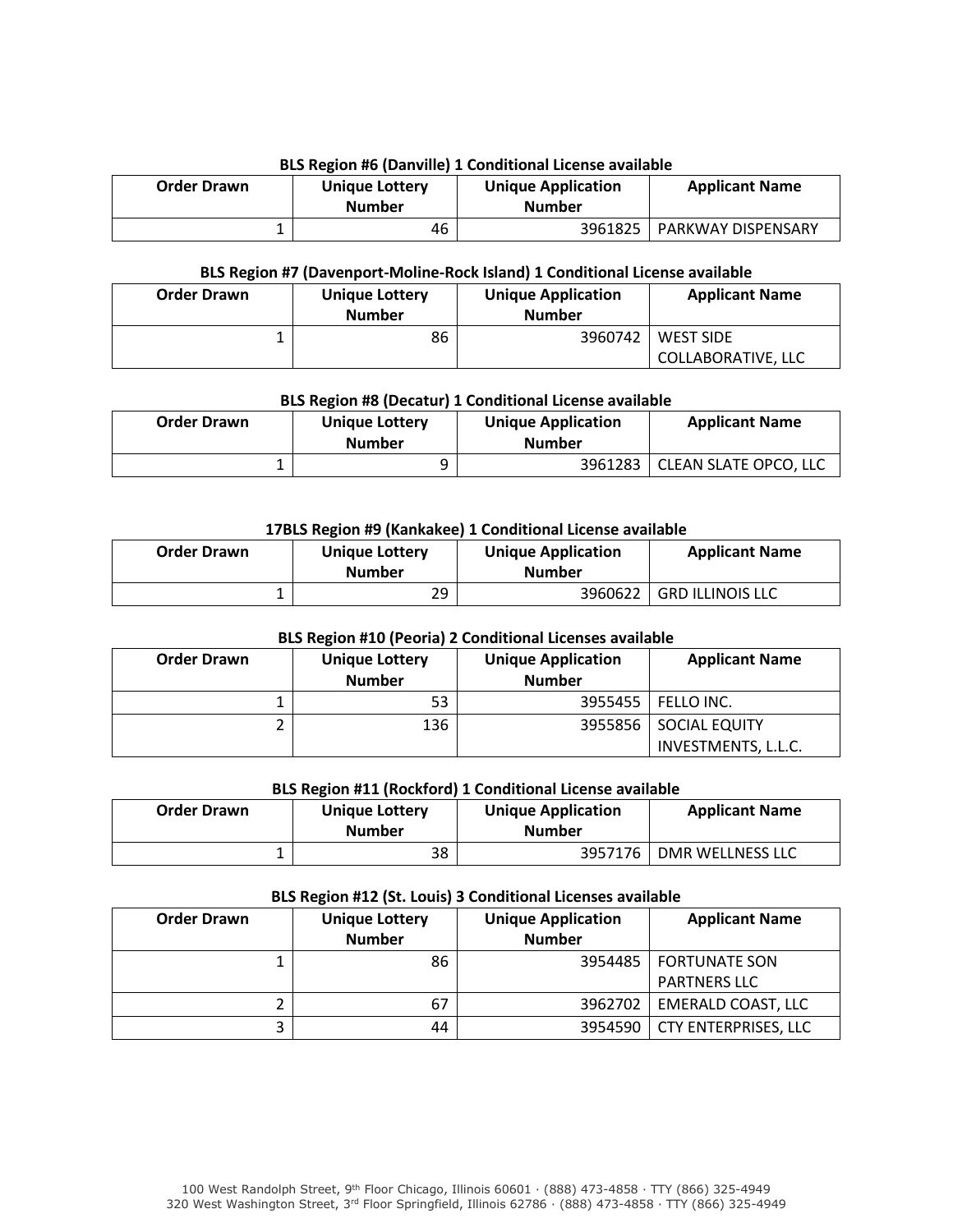**BLS Region #6 (Danville) 1 Conditional License available**

| Order Drawn | Unique Lottery Number | Unique Application Number | Applicant Name |
|---|---|---|---|
| 1 | 46 | 3961825 | PARKWAY DISPENSARY |

**BLS Region #7 (Davenport-Moline-Rock Island) 1 Conditional License available**

| Order Drawn | Unique Lottery Number | Unique Application Number | Applicant Name |
|---|---|---|---|
| 1 | 86 | 3960742 | WEST SIDE COLLABORATIVE, LLC |

**BLS Region #8 (Decatur) 1 Conditional License available**

| Order Drawn | Unique Lottery Number | Unique Application Number | Applicant Name |
|---|---|---|---|
| 1 | 9 | 3961283 | CLEAN SLATE OPCO, LLC |

**17BLS Region #9 (Kankakee) 1 Conditional License available**

| Order Drawn | Unique Lottery Number | Unique Application Number | Applicant Name |
|---|---|---|---|
| 1 | 29 | 3960622 | GRD ILLINOIS LLC |

**BLS Region #10 (Peoria) 2 Conditional Licenses available**

| Order Drawn | Unique Lottery Number | Unique Application Number | Applicant Name |
|---|---|---|---|
| 1 | 53 | 3955455 | FELLO INC. |
| 2 | 136 | 3955856 | SOCIAL EQUITY INVESTMENTS, L.L.C. |

**BLS Region #11 (Rockford) 1 Conditional License available**

| Order Drawn | Unique Lottery Number | Unique Application Number | Applicant Name |
|---|---|---|---|
| 1 | 38 | 3957176 | DMR WELLNESS LLC |

**BLS Region #12 (St. Louis) 3 Conditional Licenses available**

| Order Drawn | Unique Lottery Number | Unique Application Number | Applicant Name |
|---|---|---|---|
| 1 | 86 | 3954485 | FORTUNATE SON PARTNERS LLC |
| 2 | 67 | 3962702 | EMERALD COAST, LLC |
| 3 | 44 | 3954590 | CTY ENTERPRISES, LLC |

100 West Randolph Street, 9th Floor Chicago, Illinois 60601 · (888) 473-4858 · TTY (866) 325-4949
320 West Washington Street, 3rd Floor Springfield, Illinois 62786 · (888) 473-4858 · TTY (866) 325-4949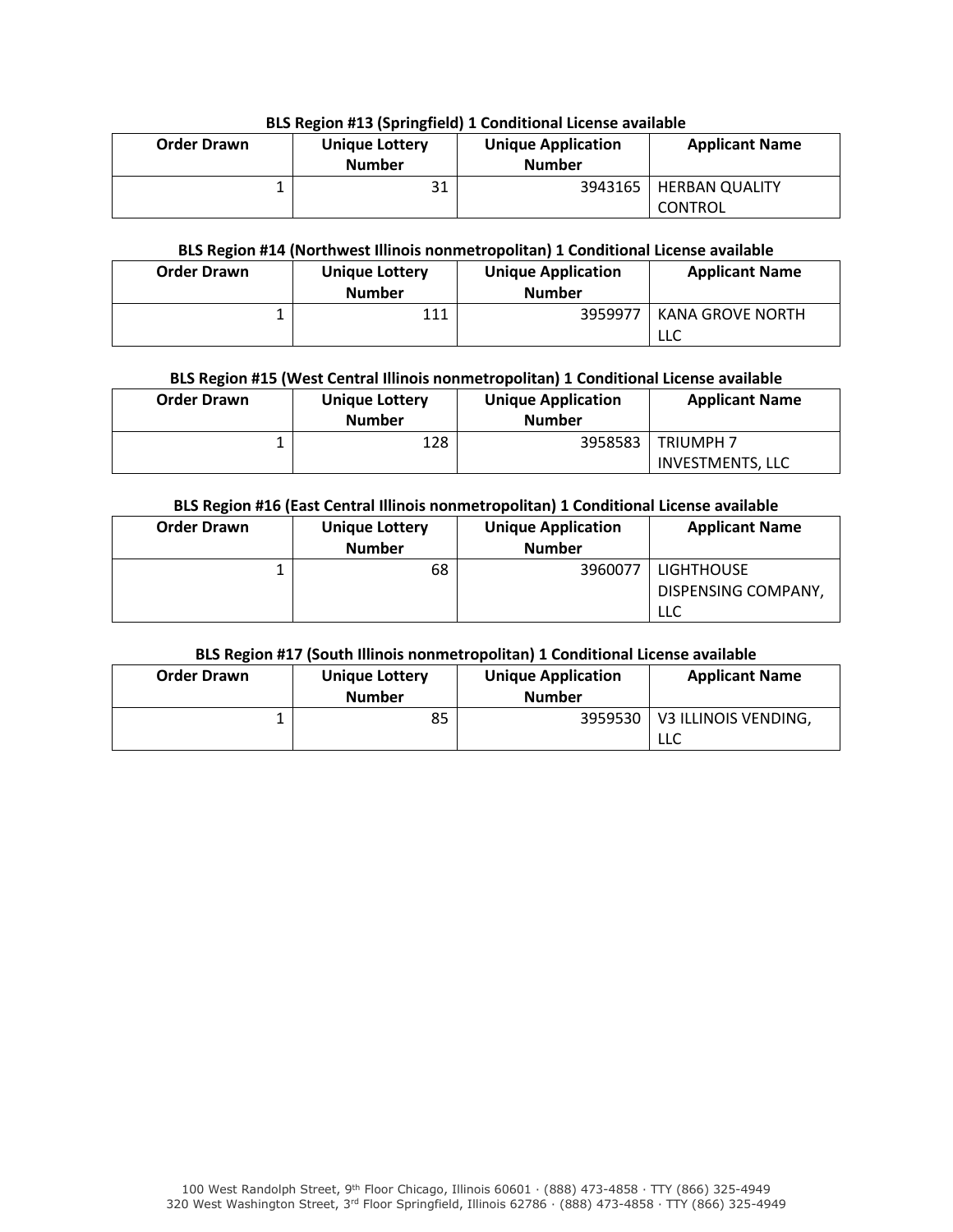**BLS Region #13 (Springfield) 1 Conditional License available**

| Order Drawn | Unique Lottery Number | Unique Application Number | Applicant Name |
|---|---|---|---|
| 1 | 31 | 3943165 | HERBAN QUALITY CONTROL |

**BLS Region #14 (Northwest Illinois nonmetropolitan) 1 Conditional License available**

| Order Drawn | Unique Lottery Number | Unique Application Number | Applicant Name |
|---|---|---|---|
| 1 | 111 | 3959977 | KANA GROVE NORTH LLC |

**BLS Region #15 (West Central Illinois nonmetropolitan) 1 Conditional License available**

| Order Drawn | Unique Lottery Number | Unique Application Number | Applicant Name |
|---|---|---|---|
| 1 | 128 | 3958583 | TRIUMPH 7 INVESTMENTS, LLC |

**BLS Region #16 (East Central Illinois nonmetropolitan) 1 Conditional License available**

| Order Drawn | Unique Lottery Number | Unique Application Number | Applicant Name |
|---|---|---|---|
| 1 | 68 | 3960077 | LIGHTHOUSE DISPENSING COMPANY, LLC |

**BLS Region #17 (South Illinois nonmetropolitan) 1 Conditional License available**

| Order Drawn | Unique Lottery Number | Unique Application Number | Applicant Name |
|---|---|---|---|
| 1 | 85 | 3959530 | V3 ILLINOIS VENDING, LLC |